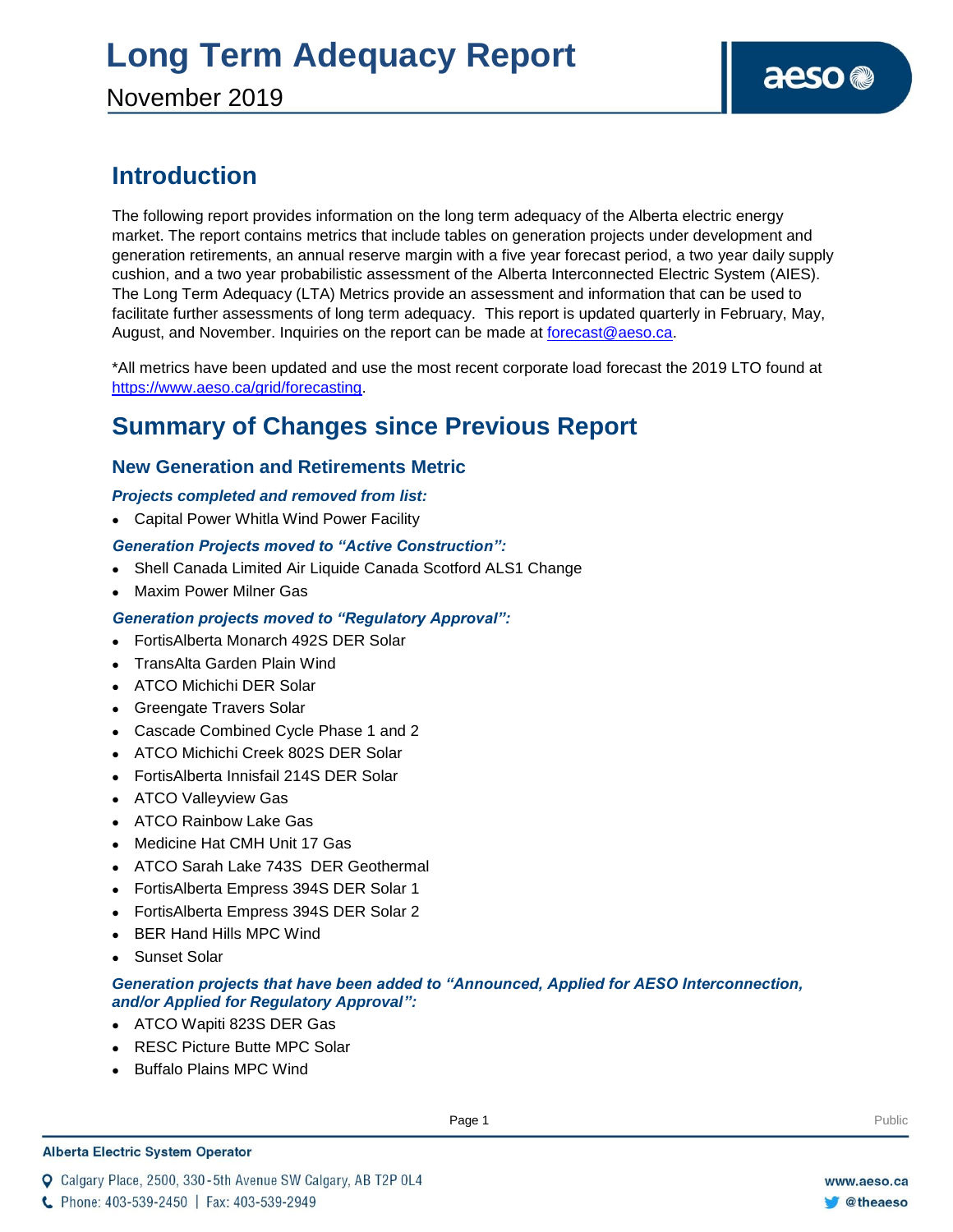# Long Term Adequacy Report

November 2019

## Introduction

The following report provides information on the long term adequacy of the Alberta electric energy market. The report contains metrics that include tables on generation projects under development and generation retirements, an annual reserve margin with a five year forecast period, a two year daily supply cushion, and a two year probabilistic assessment of the Alberta Interconnected Electric System (AIES). The Long Term Adequacy (LTA) Metrics provide an assessment and information that can be used to facilitate further assessments of long term adequacy. This report is updated quarterly in February, May, August, and November. Inquiries on the report can be made at forecast@aeso.ca.

*All metrics have been updated and use the most recent corporate load forecast the 2019 LTO found at https://www.aeso.ca/grid/forecasting.

## Summary of Changes since Previous Report

### New Generation and Retirements Metric

***Projects completed and removed from list:***

- Capital Power Whitla Wind Power Facility

***Generation Projects moved to "Active Construction":***

- Shell Canada Limited Air Liquide Canada Scotford ALS1 Change
- Maxim Power Milner Gas

***Generation projects moved to "Regulatory Approval":***

- FortisAlberta Monarch 492S DER Solar
- TransAlta Garden Plain Wind
- ATCO Michichi DER Solar
- Greengate Travers Solar
- Cascade Combined Cycle Phase 1 and 2
- ATCO Michichi Creek 802S DER Solar
- FortisAlberta Innisfail 214S DER Solar
- ATCO Valleyview Gas
- ATCO Rainbow Lake Gas
- Medicine Hat CMH Unit 17 Gas
- ATCO Sarah Lake 743S DER Geothermal
- FortisAlberta Empress 394S DER Solar 1
- FortisAlberta Empress 394S DER Solar 2
- BER Hand Hills MPC Wind
- Sunset Solar

***Generation projects that have been added to "Announced, Applied for AESO Interconnection, and/or Applied for Regulatory Approval":***

- ATCO Wapiti 823S DER Gas
- RESC Picture Butte MPC Solar
- Buffalo Plains MPC Wind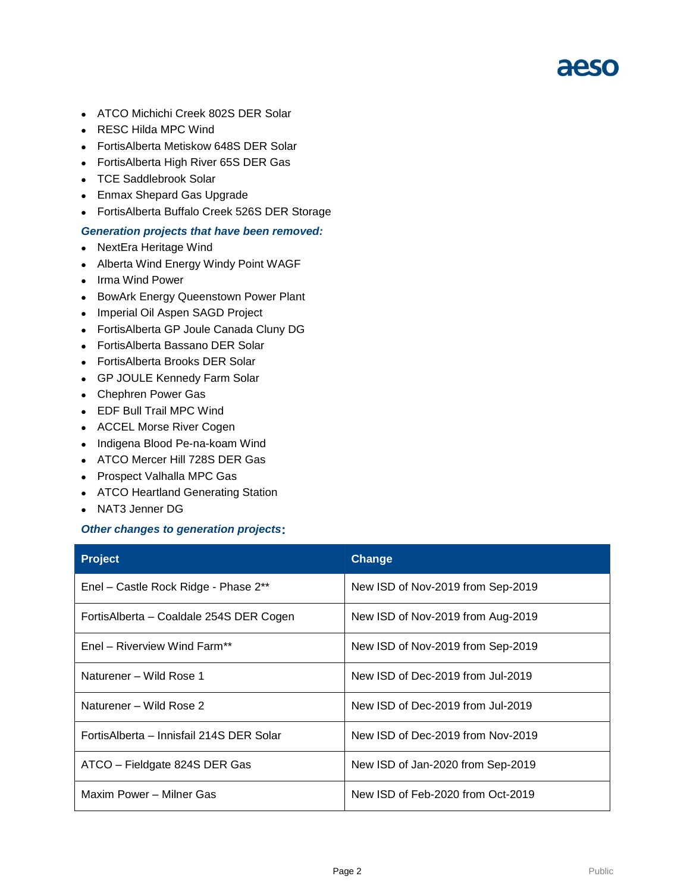- ATCO Michichi Creek 802S DER Solar
- RESC Hilda MPC Wind
- FortisAlberta Metiskow 648S DER Solar
- FortisAlberta High River 65S DER Gas
- TCE Saddlebrook Solar
- Enmax Shepard Gas Upgrade
- FortisAlberta Buffalo Creek 526S DER Storage

***Generation projects that have been removed:***

- NextEra Heritage Wind
- Alberta Wind Energy Windy Point WAGF
- Irma Wind Power
- BowArk Energy Queenstown Power Plant
- Imperial Oil Aspen SAGD Project
- FortisAlberta GP Joule Canada Cluny DG
- FortisAlberta Bassano DER Solar
- FortisAlberta Brooks DER Solar
- GP JOULE Kennedy Farm Solar
- Chephren Power Gas
- EDF Bull Trail MPC Wind
- ACCEL Morse River Cogen
- Indigena Blood Pe-na-koam Wind
- ATCO Mercer Hill 728S DER Gas
- Prospect Valhalla MPC Gas
- ATCO Heartland Generating Station
- NAT3 Jenner DG

***Other changes to generation projects:***

| Project | Change |
|---|---|
| Enel – Castle Rock Ridge - Phase 2** | New ISD of Nov-2019 from Sep-2019 |
| FortisAlberta – Coaldale 254S DER Cogen | New ISD of Nov-2019 from Aug-2019 |
| Enel – Riverview Wind Farm** | New ISD of Nov-2019 from Sep-2019 |
| Naturener – Wild Rose 1 | New ISD of Dec-2019 from Jul-2019 |
| Naturener – Wild Rose 2 | New ISD of Dec-2019 from Jul-2019 |
| FortisAlberta – Innisfail 214S DER Solar | New ISD of Dec-2019 from Nov-2019 |
| ATCO – Fieldgate 824S DER Gas | New ISD of Jan-2020 from Sep-2019 |
| Maxim Power – Milner Gas | New ISD of Feb-2020 from Oct-2019 |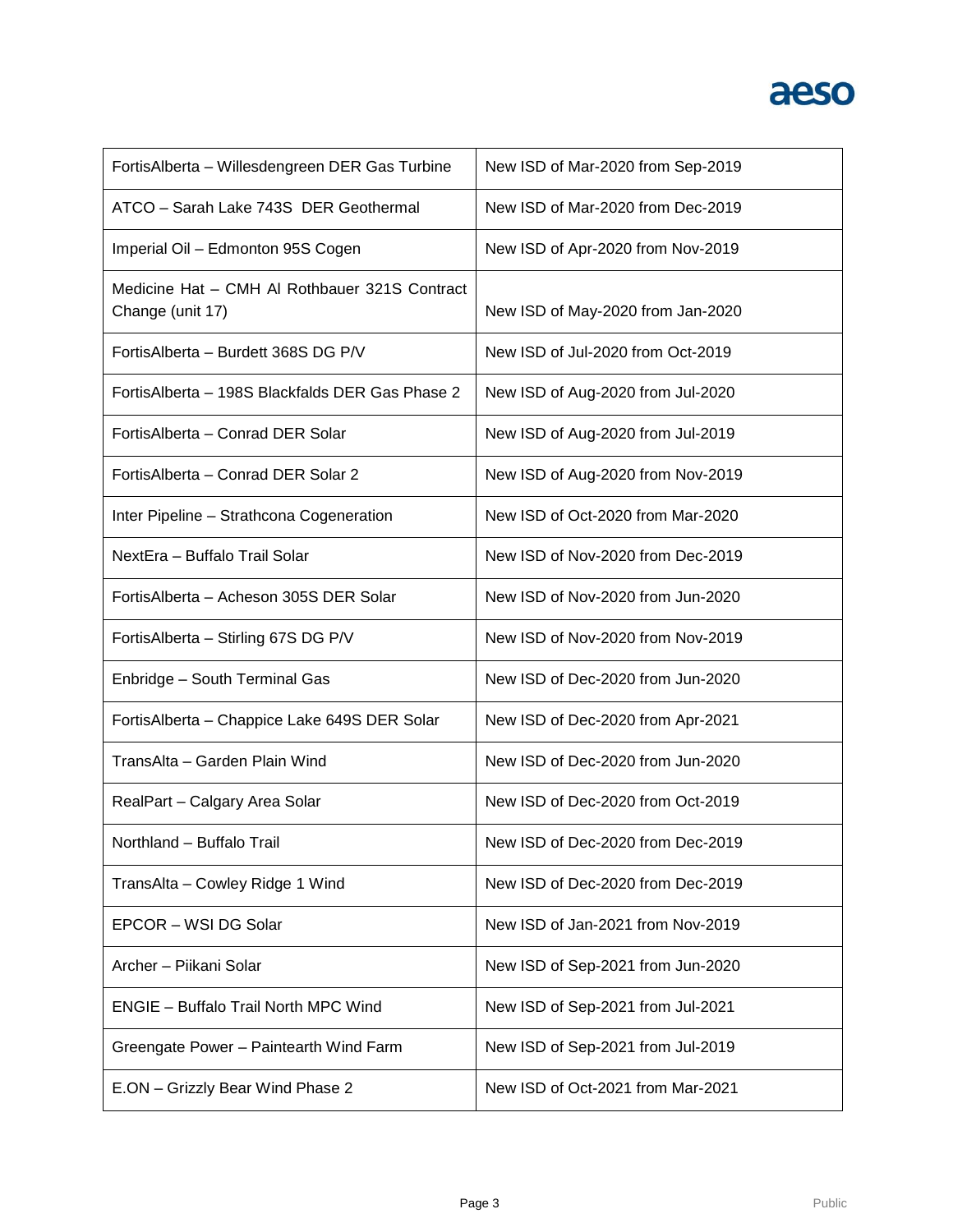| | |
|---|---|
| FortisAlberta – Willesdengreen DER Gas Turbine | New ISD of Mar-2020 from Sep-2019 |
| ATCO – Sarah Lake 743S DER Geothermal | New ISD of Mar-2020 from Dec-2019 |
| Imperial Oil – Edmonton 95S Cogen | New ISD of Apr-2020 from Nov-2019 |
| Medicine Hat – CMH Al Rothbauer 321S Contract Change (unit 17) | New ISD of May-2020 from Jan-2020 |
| FortisAlberta – Burdett 368S DG P/V | New ISD of Jul-2020 from Oct-2019 |
| FortisAlberta – 198S Blackfalds DER Gas Phase 2 | New ISD of Aug-2020 from Jul-2020 |
| FortisAlberta – Conrad DER Solar | New ISD of Aug-2020 from Jul-2019 |
| FortisAlberta – Conrad DER Solar 2 | New ISD of Aug-2020 from Nov-2019 |
| Inter Pipeline – Strathcona Cogeneration | New ISD of Oct-2020 from Mar-2020 |
| NextEra – Buffalo Trail Solar | New ISD of Nov-2020 from Dec-2019 |
| FortisAlberta – Acheson 305S DER Solar | New ISD of Nov-2020 from Jun-2020 |
| FortisAlberta – Stirling 67S DG P/V | New ISD of Nov-2020 from Nov-2019 |
| Enbridge – South Terminal Gas | New ISD of Dec-2020 from Jun-2020 |
| FortisAlberta – Chappice Lake 649S DER Solar | New ISD of Dec-2020 from Apr-2021 |
| TransAlta – Garden Plain Wind | New ISD of Dec-2020 from Jun-2020 |
| RealPart – Calgary Area Solar | New ISD of Dec-2020 from Oct-2019 |
| Northland – Buffalo Trail | New ISD of Dec-2020 from Dec-2019 |
| TransAlta – Cowley Ridge 1 Wind | New ISD of Dec-2020 from Dec-2019 |
| EPCOR – WSI DG Solar | New ISD of Jan-2021 from Nov-2019 |
| Archer – Piikani Solar | New ISD of Sep-2021 from Jun-2020 |
| ENGIE – Buffalo Trail North MPC Wind | New ISD of Sep-2021 from Jul-2021 |
| Greengate Power – Paintearth Wind Farm | New ISD of Sep-2021 from Jul-2019 |
| E.ON – Grizzly Bear Wind Phase 2 | New ISD of Oct-2021 from Mar-2021 |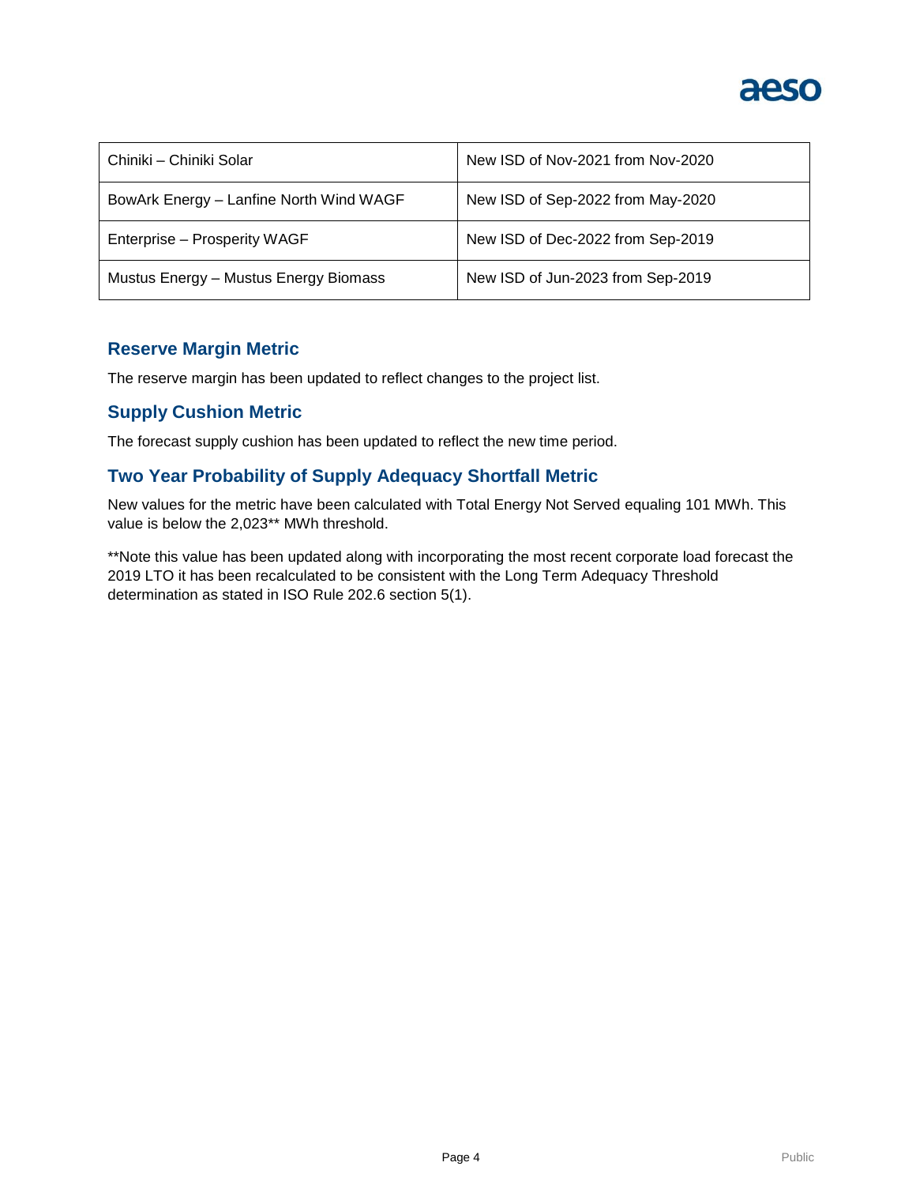| Chiniki – Chiniki Solar | New ISD of Nov-2021 from Nov-2020 |
| --- | --- |
| BowArk Energy – Lanfine North Wind WAGF | New ISD of Sep-2022 from May-2020 |
| Enterprise – Prosperity WAGF | New ISD of Dec-2022 from Sep-2019 |
| Mustus Energy – Mustus Energy Biomass | New ISD of Jun-2023 from Sep-2019 |

## Reserve Margin Metric

The reserve margin has been updated to reflect changes to the project list.

## Supply Cushion Metric

The forecast supply cushion has been updated to reflect the new time period.

## Two Year Probability of Supply Adequacy Shortfall Metric

New values for the metric have been calculated with Total Energy Not Served equaling 101 MWh. This value is below the 2,023** MWh threshold.

**Note this value has been updated along with incorporating the most recent corporate load forecast the 2019 LTO it has been recalculated to be consistent with the Long Term Adequacy Threshold determination as stated in ISO Rule 202.6 section 5(1).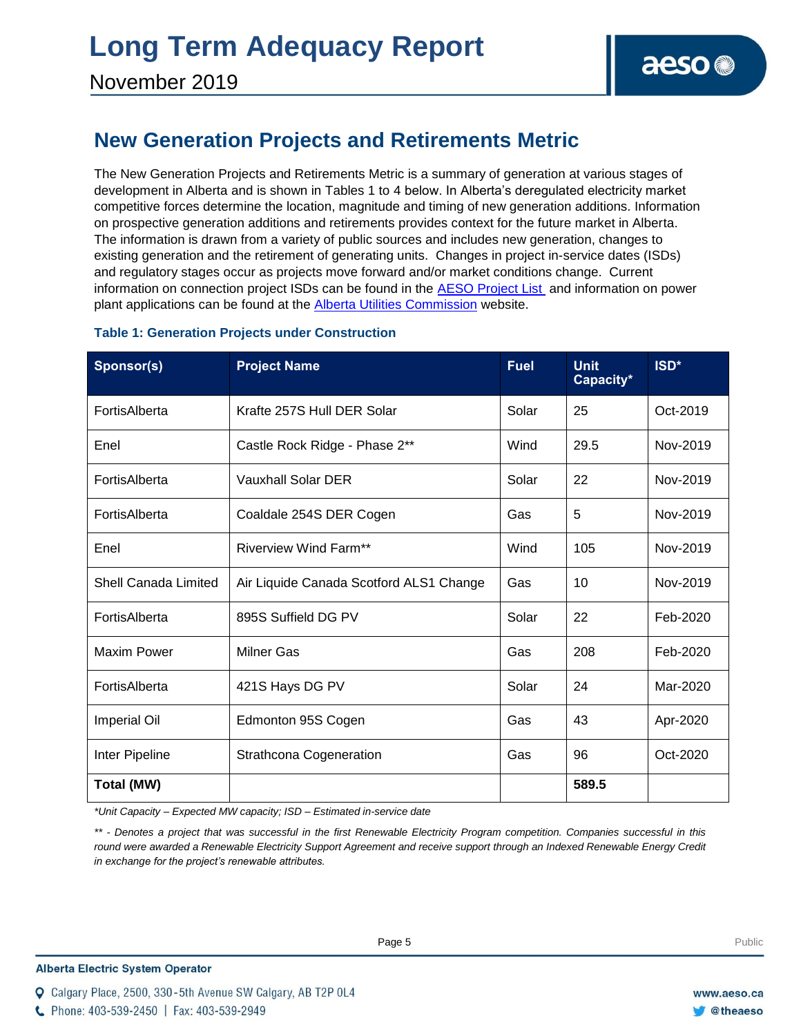## New Generation Projects and Retirements Metric

The New Generation Projects and Retirements Metric is a summary of generation at various stages of development in Alberta and is shown in Tables 1 to 4 below. In Alberta's deregulated electricity market competitive forces determine the location, magnitude and timing of new generation additions. Information on prospective generation additions and retirements provides context for the future market in Alberta. The information is drawn from a variety of public sources and includes new generation, changes to existing generation and the retirement of generating units. Changes in project in-service dates (ISDs) and regulatory stages occur as projects move forward and/or market conditions change. Current information on connection project ISDs can be found in the AESO Project List and information on power plant applications can be found at the Alberta Utilities Commission website.

### Table 1: Generation Projects under Construction

| Sponsor(s) | Project Name | Fuel | Unit Capacity* | ISD* |
|---|---|---|---|---|
| FortisAlberta | Krafte 257S Hull DER Solar | Solar | 25 | Oct-2019 |
| Enel | Castle Rock Ridge - Phase 2** | Wind | 29.5 | Nov-2019 |
| FortisAlberta | Vauxhall Solar DER | Solar | 22 | Nov-2019 |
| FortisAlberta | Coaldale 254S DER Cogen | Gas | 5 | Nov-2019 |
| Enel | Riverview Wind Farm** | Wind | 105 | Nov-2019 |
| Shell Canada Limited | Air Liquide Canada Scotford ALS1 Change | Gas | 10 | Nov-2019 |
| FortisAlberta | 895S Suffield DG PV | Solar | 22 | Feb-2020 |
| Maxim Power | Milner Gas | Gas | 208 | Feb-2020 |
| FortisAlberta | 421S Hays DG PV | Solar | 24 | Mar-2020 |
| Imperial Oil | Edmonton 95S Cogen | Gas | 43 | Apr-2020 |
| Inter Pipeline | Strathcona Cogeneration | Gas | 96 | Oct-2020 |
| **Total (MW)** | | | **589.5** | |

*\*Unit Capacity – Expected MW capacity; ISD – Estimated in-service date*

*\*\* - Denotes a project that was successful in the first Renewable Electricity Program competition. Companies successful in this round were awarded a Renewable Electricity Support Agreement and receive support through an Indexed Renewable Energy Credit in exchange for the project's renewable attributes.*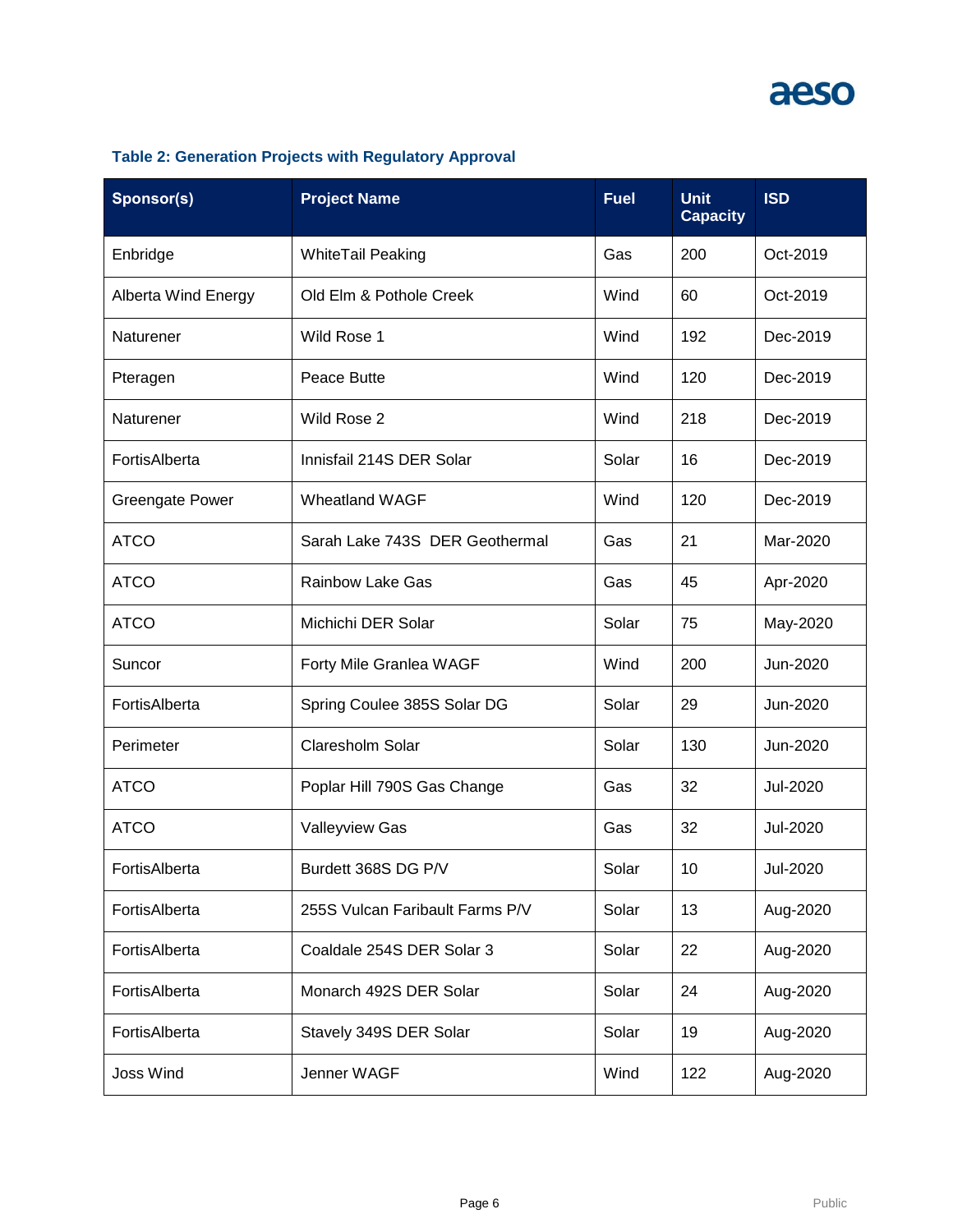**Table 2: Generation Projects with Regulatory Approval**

| Sponsor(s) | Project Name | Fuel | Unit Capacity | ISD |
|---|---|---|---|---|
| Enbridge | WhiteTail Peaking | Gas | 200 | Oct-2019 |
| Alberta Wind Energy | Old Elm & Pothole Creek | Wind | 60 | Oct-2019 |
| Naturener | Wild Rose 1 | Wind | 192 | Dec-2019 |
| Pteragen | Peace Butte | Wind | 120 | Dec-2019 |
| Naturener | Wild Rose 2 | Wind | 218 | Dec-2019 |
| FortisAlberta | Innisfail 214S DER Solar | Solar | 16 | Dec-2019 |
| Greengate Power | Wheatland WAGF | Wind | 120 | Dec-2019 |
| ATCO | Sarah Lake 743S DER Geothermal | Gas | 21 | Mar-2020 |
| ATCO | Rainbow Lake Gas | Gas | 45 | Apr-2020 |
| ATCO | Michichi DER Solar | Solar | 75 | May-2020 |
| Suncor | Forty Mile Granlea WAGF | Wind | 200 | Jun-2020 |
| FortisAlberta | Spring Coulee 385S Solar DG | Solar | 29 | Jun-2020 |
| Perimeter | Claresholm Solar | Solar | 130 | Jun-2020 |
| ATCO | Poplar Hill 790S Gas Change | Gas | 32 | Jul-2020 |
| ATCO | Valleyview Gas | Gas | 32 | Jul-2020 |
| FortisAlberta | Burdett 368S DG P/V | Solar | 10 | Jul-2020 |
| FortisAlberta | 255S Vulcan Faribault Farms P/V | Solar | 13 | Aug-2020 |
| FortisAlberta | Coaldale 254S DER Solar 3 | Solar | 22 | Aug-2020 |
| FortisAlberta | Monarch 492S DER Solar | Solar | 24 | Aug-2020 |
| FortisAlberta | Stavely 349S DER Solar | Solar | 19 | Aug-2020 |
| Joss Wind | Jenner WAGF | Wind | 122 | Aug-2020 |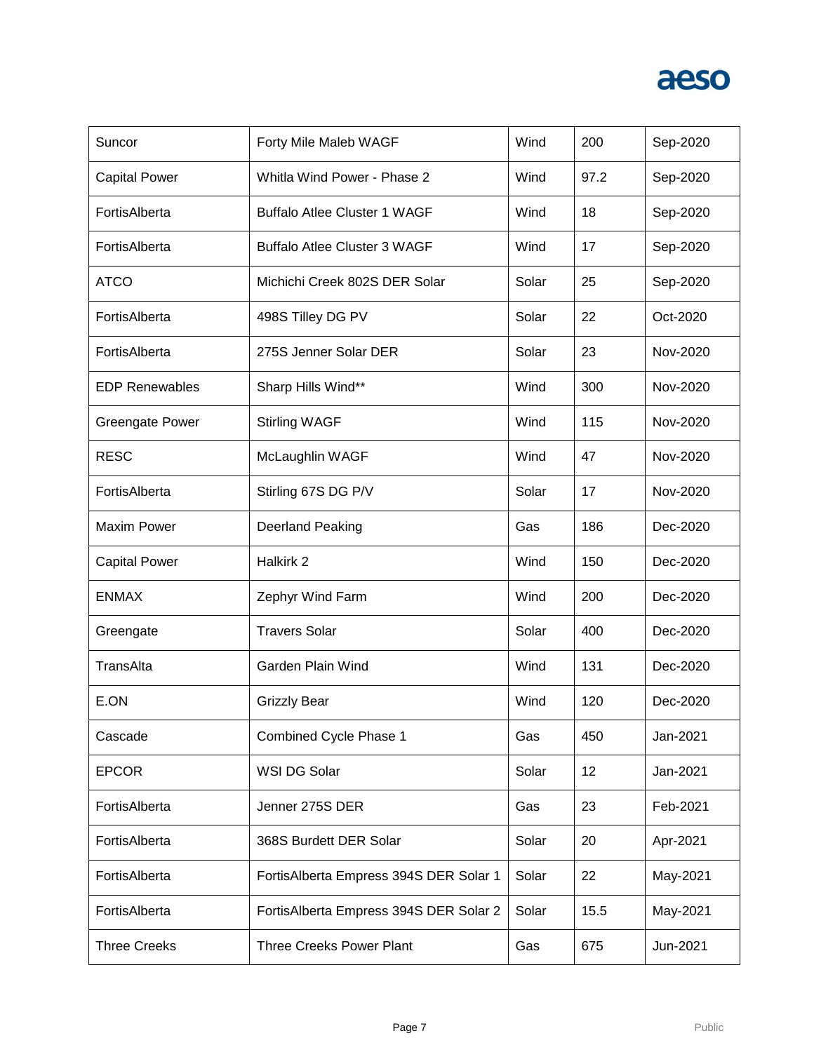| Suncor | Forty Mile Maleb WAGF | Wind | 200 | Sep-2020 |
|---|---|---|---|---|
| Capital Power | Whitla Wind Power - Phase 2 | Wind | 97.2 | Sep-2020 |
| FortisAlberta | Buffalo Atlee Cluster 1 WAGF | Wind | 18 | Sep-2020 |
| FortisAlberta | Buffalo Atlee Cluster 3 WAGF | Wind | 17 | Sep-2020 |
| ATCO | Michichi Creek 802S DER Solar | Solar | 25 | Sep-2020 |
| FortisAlberta | 498S Tilley DG PV | Solar | 22 | Oct-2020 |
| FortisAlberta | 275S Jenner Solar DER | Solar | 23 | Nov-2020 |
| EDP Renewables | Sharp Hills Wind** | Wind | 300 | Nov-2020 |
| Greengate Power | Stirling WAGF | Wind | 115 | Nov-2020 |
| RESC | McLaughlin WAGF | Wind | 47 | Nov-2020 |
| FortisAlberta | Stirling 67S DG P/V | Solar | 17 | Nov-2020 |
| Maxim Power | Deerland Peaking | Gas | 186 | Dec-2020 |
| Capital Power | Halkirk 2 | Wind | 150 | Dec-2020 |
| ENMAX | Zephyr Wind Farm | Wind | 200 | Dec-2020 |
| Greengate | Travers Solar | Solar | 400 | Dec-2020 |
| TransAlta | Garden Plain Wind | Wind | 131 | Dec-2020 |
| E.ON | Grizzly Bear | Wind | 120 | Dec-2020 |
| Cascade | Combined Cycle Phase 1 | Gas | 450 | Jan-2021 |
| EPCOR | WSI DG Solar | Solar | 12 | Jan-2021 |
| FortisAlberta | Jenner 275S DER | Gas | 23 | Feb-2021 |
| FortisAlberta | 368S Burdett DER Solar | Solar | 20 | Apr-2021 |
| FortisAlberta | FortisAlberta Empress 394S DER Solar 1 | Solar | 22 | May-2021 |
| FortisAlberta | FortisAlberta Empress 394S DER Solar 2 | Solar | 15.5 | May-2021 |
| Three Creeks | Three Creeks Power Plant | Gas | 675 | Jun-2021 |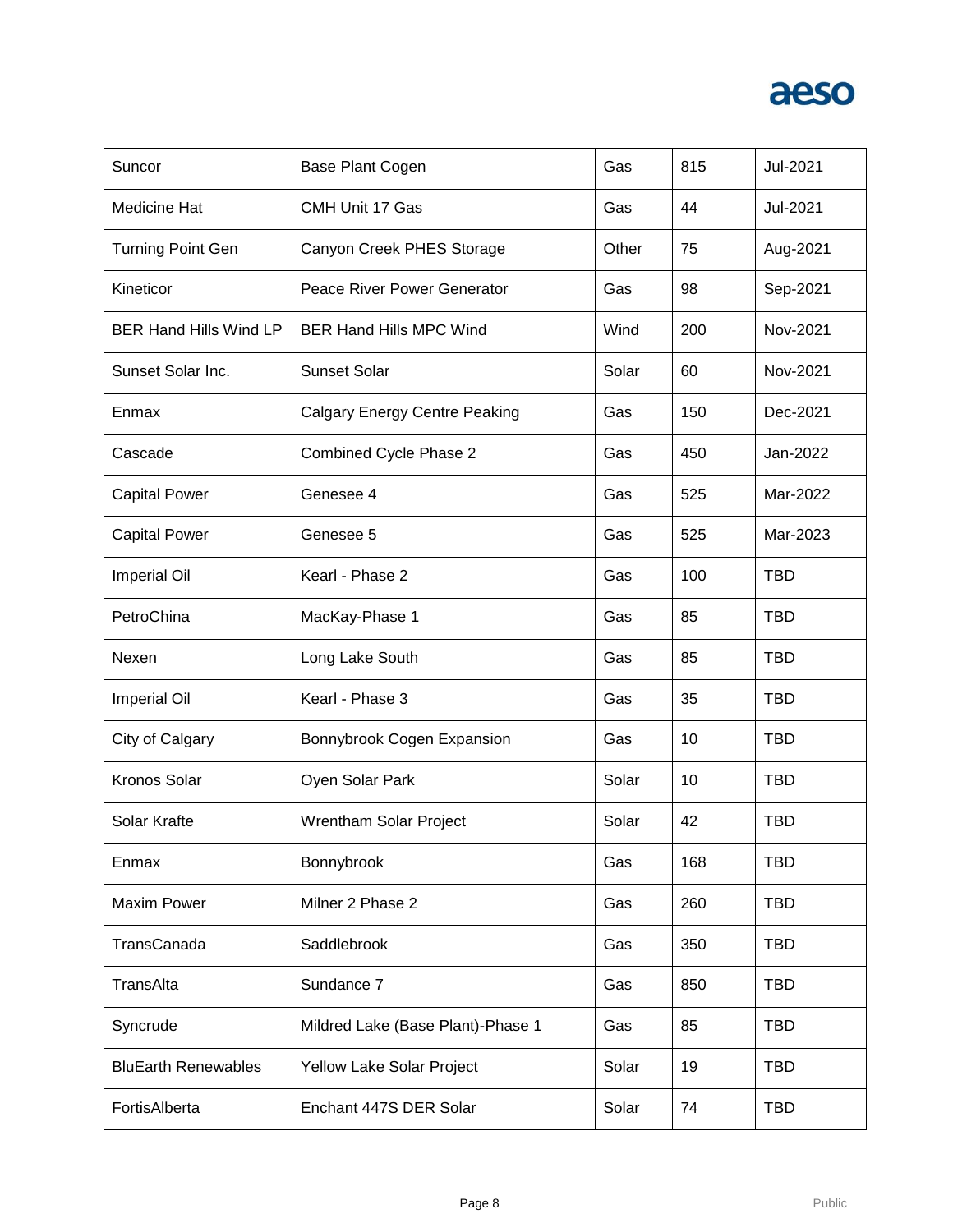| Suncor | Base Plant Cogen | Gas | 815 | Jul-2021 |
|---|---|---|---|---|
| Medicine Hat | CMH Unit 17 Gas | Gas | 44 | Jul-2021 |
| Turning Point Gen | Canyon Creek PHES Storage | Other | 75 | Aug-2021 |
| Kineticor | Peace River Power Generator | Gas | 98 | Sep-2021 |
| BER Hand Hills Wind LP | BER Hand Hills MPC Wind | Wind | 200 | Nov-2021 |
| Sunset Solar Inc. | Sunset Solar | Solar | 60 | Nov-2021 |
| Enmax | Calgary Energy Centre Peaking | Gas | 150 | Dec-2021 |
| Cascade | Combined Cycle Phase 2 | Gas | 450 | Jan-2022 |
| Capital Power | Genesee 4 | Gas | 525 | Mar-2022 |
| Capital Power | Genesee 5 | Gas | 525 | Mar-2023 |
| Imperial Oil | Kearl - Phase 2 | Gas | 100 | TBD |
| PetroChina | MacKay-Phase 1 | Gas | 85 | TBD |
| Nexen | Long Lake South | Gas | 85 | TBD |
| Imperial Oil | Kearl - Phase 3 | Gas | 35 | TBD |
| City of Calgary | Bonnybrook Cogen Expansion | Gas | 10 | TBD |
| Kronos Solar | Oyen Solar Park | Solar | 10 | TBD |
| Solar Krafte | Wrentham Solar Project | Solar | 42 | TBD |
| Enmax | Bonnybrook | Gas | 168 | TBD |
| Maxim Power | Milner 2 Phase 2 | Gas | 260 | TBD |
| TransCanada | Saddlebrook | Gas | 350 | TBD |
| TransAlta | Sundance 7 | Gas | 850 | TBD |
| Syncrude | Mildred Lake (Base Plant)-Phase 1 | Gas | 85 | TBD |
| BluEarth Renewables | Yellow Lake Solar Project | Solar | 19 | TBD |
| FortisAlberta | Enchant 447S DER Solar | Solar | 74 | TBD |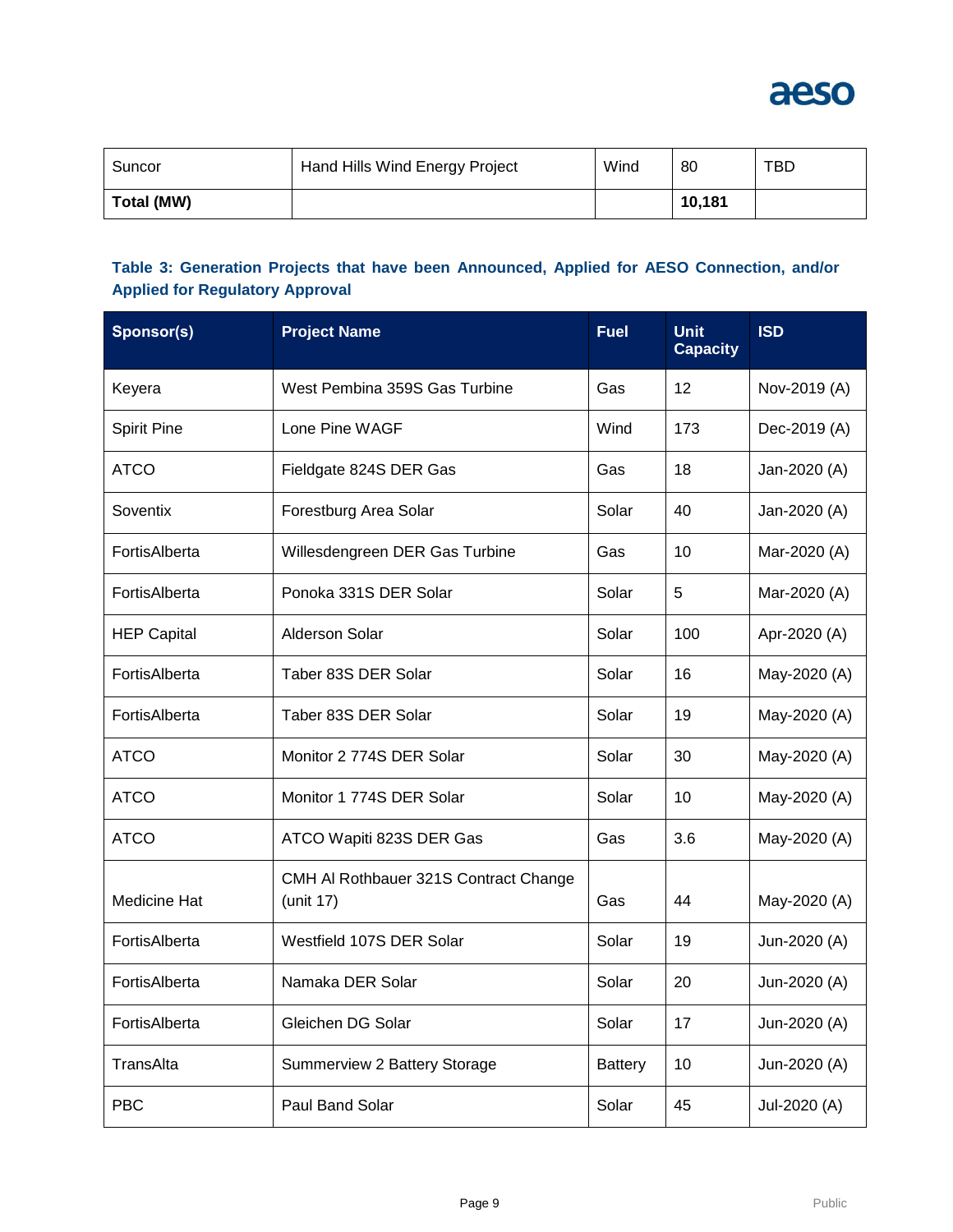| Suncor | Hand Hills Wind Energy Project | Wind | 80 | TBD |
|---|---|---|---|---|
| **Total (MW)** | | | **10,181** | |

**Table 3: Generation Projects that have been Announced, Applied for AESO Connection, and/or Applied for Regulatory Approval**

| Sponsor(s) | Project Name | Fuel | Unit Capacity | ISD |
|---|---|---|---|---|
| Keyera | West Pembina 359S Gas Turbine | Gas | 12 | Nov-2019 (A) |
| Spirit Pine | Lone Pine WAGF | Wind | 173 | Dec-2019 (A) |
| ATCO | Fieldgate 824S DER Gas | Gas | 18 | Jan-2020 (A) |
| Soventix | Forestburg Area Solar | Solar | 40 | Jan-2020 (A) |
| FortisAlberta | Willesdengreen DER Gas Turbine | Gas | 10 | Mar-2020 (A) |
| FortisAlberta | Ponoka 331S DER Solar | Solar | 5 | Mar-2020 (A) |
| HEP Capital | Alderson Solar | Solar | 100 | Apr-2020 (A) |
| FortisAlberta | Taber 83S DER Solar | Solar | 16 | May-2020 (A) |
| FortisAlberta | Taber 83S DER Solar | Solar | 19 | May-2020 (A) |
| ATCO | Monitor 2 774S DER Solar | Solar | 30 | May-2020 (A) |
| ATCO | Monitor 1 774S DER Solar | Solar | 10 | May-2020 (A) |
| ATCO | ATCO Wapiti 823S DER Gas | Gas | 3.6 | May-2020 (A) |
| Medicine Hat | CMH Al Rothbauer 321S Contract Change (unit 17) | Gas | 44 | May-2020 (A) |
| FortisAlberta | Westfield 107S DER Solar | Solar | 19 | Jun-2020 (A) |
| FortisAlberta | Namaka DER Solar | Solar | 20 | Jun-2020 (A) |
| FortisAlberta | Gleichen DG Solar | Solar | 17 | Jun-2020 (A) |
| TransAlta | Summerview 2 Battery Storage | Battery | 10 | Jun-2020 (A) |
| PBC | Paul Band Solar | Solar | 45 | Jul-2020 (A) |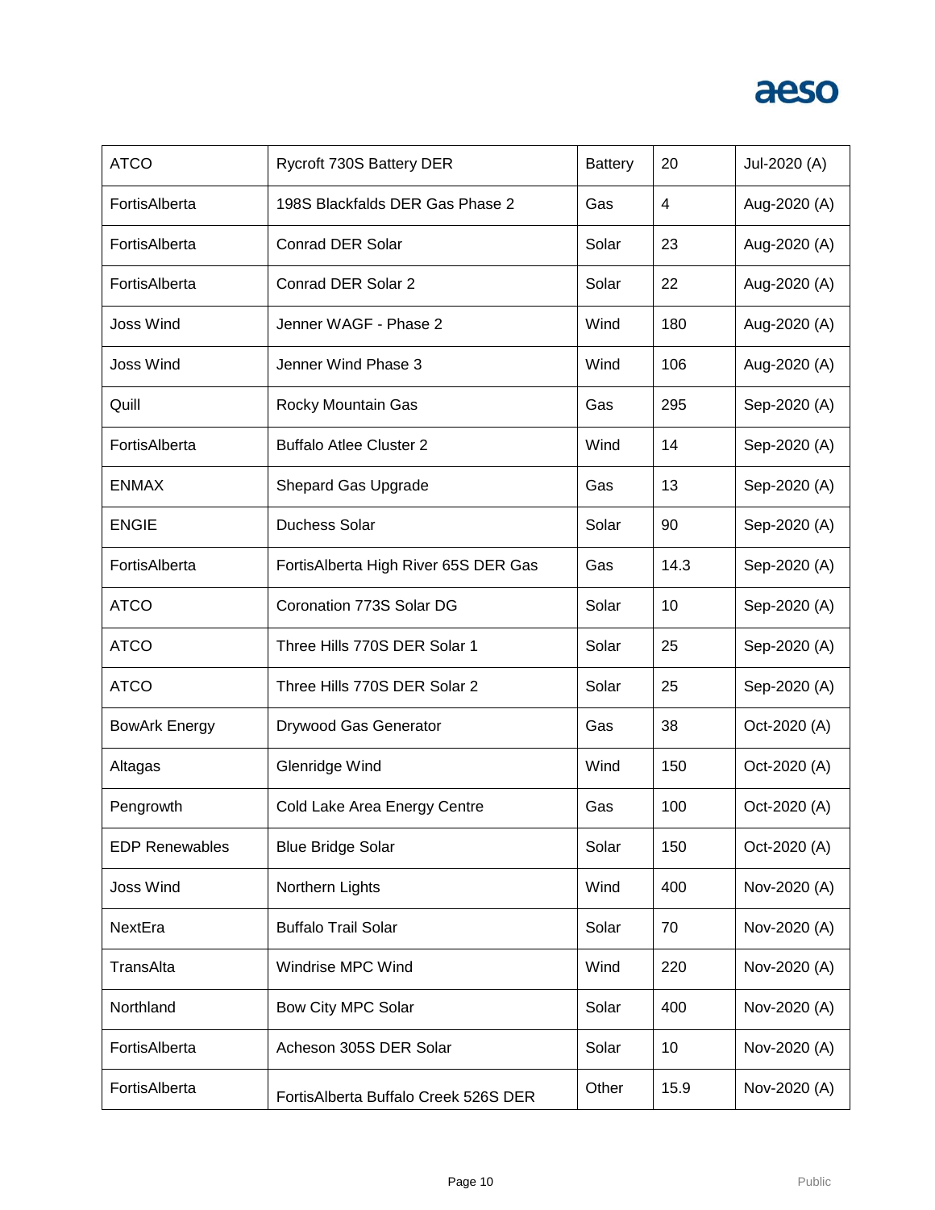| ATCO | Rycroft 730S Battery DER | Battery | 20 | Jul-2020 (A) |
|---|---|---|---|---|
| FortisAlberta | 198S Blackfalds DER Gas Phase 2 | Gas | 4 | Aug-2020 (A) |
| FortisAlberta | Conrad DER Solar | Solar | 23 | Aug-2020 (A) |
| FortisAlberta | Conrad DER Solar 2 | Solar | 22 | Aug-2020 (A) |
| Joss Wind | Jenner WAGF - Phase 2 | Wind | 180 | Aug-2020 (A) |
| Joss Wind | Jenner Wind Phase 3 | Wind | 106 | Aug-2020 (A) |
| Quill | Rocky Mountain Gas | Gas | 295 | Sep-2020 (A) |
| FortisAlberta | Buffalo Atlee Cluster 2 | Wind | 14 | Sep-2020 (A) |
| ENMAX | Shepard Gas Upgrade | Gas | 13 | Sep-2020 (A) |
| ENGIE | Duchess Solar | Solar | 90 | Sep-2020 (A) |
| FortisAlberta | FortisAlberta High River 65S DER Gas | Gas | 14.3 | Sep-2020 (A) |
| ATCO | Coronation 773S Solar DG | Solar | 10 | Sep-2020 (A) |
| ATCO | Three Hills 770S DER Solar 1 | Solar | 25 | Sep-2020 (A) |
| ATCO | Three Hills 770S DER Solar 2 | Solar | 25 | Sep-2020 (A) |
| BowArk Energy | Drywood Gas Generator | Gas | 38 | Oct-2020 (A) |
| Altagas | Glenridge Wind | Wind | 150 | Oct-2020 (A) |
| Pengrowth | Cold Lake Area Energy Centre | Gas | 100 | Oct-2020 (A) |
| EDP Renewables | Blue Bridge Solar | Solar | 150 | Oct-2020 (A) |
| Joss Wind | Northern Lights | Wind | 400 | Nov-2020 (A) |
| NextEra | Buffalo Trail Solar | Solar | 70 | Nov-2020 (A) |
| TransAlta | Windrise MPC Wind | Wind | 220 | Nov-2020 (A) |
| Northland | Bow City MPC Solar | Solar | 400 | Nov-2020 (A) |
| FortisAlberta | Acheson 305S DER Solar | Solar | 10 | Nov-2020 (A) |
| FortisAlberta | FortisAlberta Buffalo Creek 526S DER | Other | 15.9 | Nov-2020 (A) |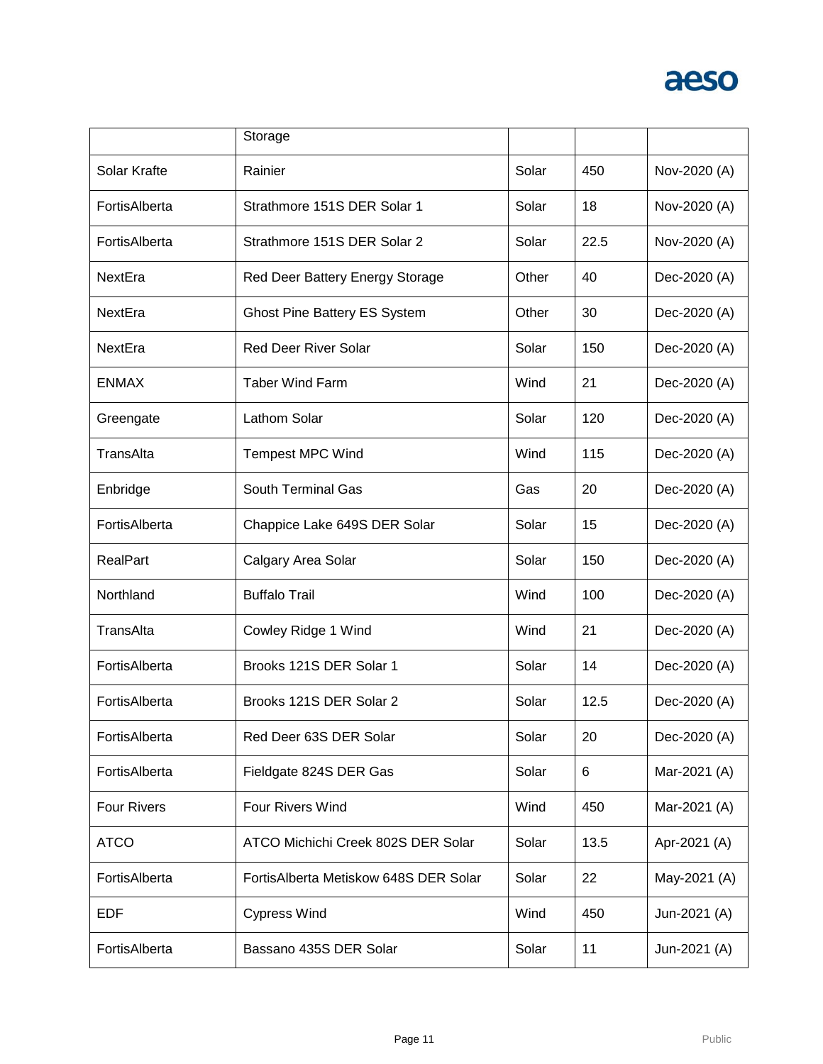| | Storage | | | |
|---|---|---|---|---|
| Solar Krafte | Rainier | Solar | 450 | Nov-2020 (A) |
| FortisAlberta | Strathmore 151S DER Solar 1 | Solar | 18 | Nov-2020 (A) |
| FortisAlberta | Strathmore 151S DER Solar 2 | Solar | 22.5 | Nov-2020 (A) |
| NextEra | Red Deer Battery Energy Storage | Other | 40 | Dec-2020 (A) |
| NextEra | Ghost Pine Battery ES System | Other | 30 | Dec-2020 (A) |
| NextEra | Red Deer River Solar | Solar | 150 | Dec-2020 (A) |
| ENMAX | Taber Wind Farm | Wind | 21 | Dec-2020 (A) |
| Greengate | Lathom Solar | Solar | 120 | Dec-2020 (A) |
| TransAlta | Tempest MPC Wind | Wind | 115 | Dec-2020 (A) |
| Enbridge | South Terminal Gas | Gas | 20 | Dec-2020 (A) |
| FortisAlberta | Chappice Lake 649S DER Solar | Solar | 15 | Dec-2020 (A) |
| RealPart | Calgary Area Solar | Solar | 150 | Dec-2020 (A) |
| Northland | Buffalo Trail | Wind | 100 | Dec-2020 (A) |
| TransAlta | Cowley Ridge 1 Wind | Wind | 21 | Dec-2020 (A) |
| FortisAlberta | Brooks 121S DER Solar 1 | Solar | 14 | Dec-2020 (A) |
| FortisAlberta | Brooks 121S DER Solar 2 | Solar | 12.5 | Dec-2020 (A) |
| FortisAlberta | Red Deer 63S DER Solar | Solar | 20 | Dec-2020 (A) |
| FortisAlberta | Fieldgate 824S DER Gas | Solar | 6 | Mar-2021 (A) |
| Four Rivers | Four Rivers Wind | Wind | 450 | Mar-2021 (A) |
| ATCO | ATCO Michichi Creek 802S DER Solar | Solar | 13.5 | Apr-2021 (A) |
| FortisAlberta | FortisAlberta Metiskow 648S DER Solar | Solar | 22 | May-2021 (A) |
| EDF | Cypress Wind | Wind | 450 | Jun-2021 (A) |
| FortisAlberta | Bassano 435S DER Solar | Solar | 11 | Jun-2021 (A) |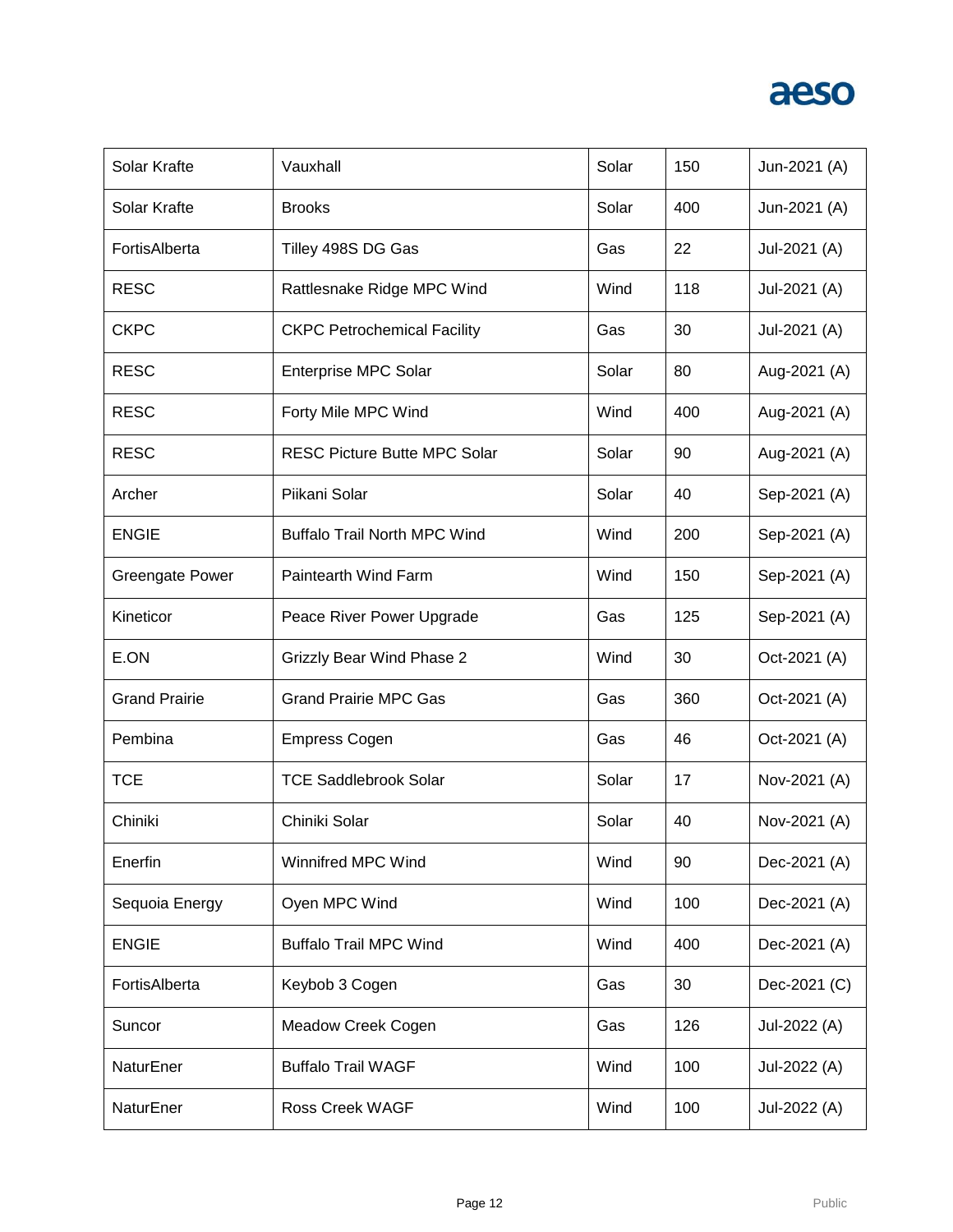| Solar Krafte | Vauxhall | Solar | 150 | Jun-2021 (A) |
| --- | --- | --- | --- | --- |
| Solar Krafte | Brooks | Solar | 400 | Jun-2021 (A) |
| FortisAlberta | Tilley 498S DG Gas | Gas | 22 | Jul-2021 (A) |
| RESC | Rattlesnake Ridge MPC Wind | Wind | 118 | Jul-2021 (A) |
| CKPC | CKPC Petrochemical Facility | Gas | 30 | Jul-2021 (A) |
| RESC | Enterprise MPC Solar | Solar | 80 | Aug-2021 (A) |
| RESC | Forty Mile MPC Wind | Wind | 400 | Aug-2021 (A) |
| RESC | RESC Picture Butte MPC Solar | Solar | 90 | Aug-2021 (A) |
| Archer | Piikani Solar | Solar | 40 | Sep-2021 (A) |
| ENGIE | Buffalo Trail North MPC Wind | Wind | 200 | Sep-2021 (A) |
| Greengate Power | Paintearth Wind Farm | Wind | 150 | Sep-2021 (A) |
| Kineticor | Peace River Power Upgrade | Gas | 125 | Sep-2021 (A) |
| E.ON | Grizzly Bear Wind Phase 2 | Wind | 30 | Oct-2021 (A) |
| Grand Prairie | Grand Prairie MPC Gas | Gas | 360 | Oct-2021 (A) |
| Pembina | Empress Cogen | Gas | 46 | Oct-2021 (A) |
| TCE | TCE Saddlebrook Solar | Solar | 17 | Nov-2021 (A) |
| Chiniki | Chiniki Solar | Solar | 40 | Nov-2021 (A) |
| Enerfin | Winnifred MPC Wind | Wind | 90 | Dec-2021 (A) |
| Sequoia Energy | Oyen MPC Wind | Wind | 100 | Dec-2021 (A) |
| ENGIE | Buffalo Trail MPC Wind | Wind | 400 | Dec-2021 (A) |
| FortisAlberta | Keybob 3 Cogen | Gas | 30 | Dec-2021 (C) |
| Suncor | Meadow Creek Cogen | Gas | 126 | Jul-2022 (A) |
| NaturEner | Buffalo Trail WAGF | Wind | 100 | Jul-2022 (A) |
| NaturEner | Ross Creek WAGF | Wind | 100 | Jul-2022 (A) |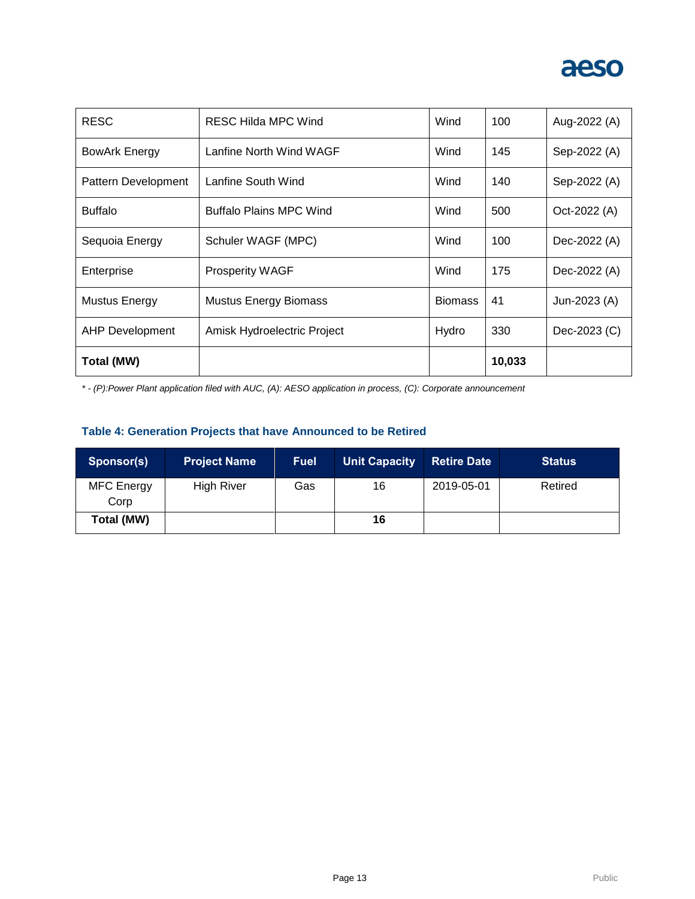| | | | | |
|---|---|---|---|---|
| RESC | RESC Hilda MPC Wind | Wind | 100 | Aug-2022 (A) |
| BowArk Energy | Lanfine North Wind WAGF | Wind | 145 | Sep-2022 (A) |
| Pattern Development | Lanfine South Wind | Wind | 140 | Sep-2022 (A) |
| Buffalo | Buffalo Plains MPC Wind | Wind | 500 | Oct-2022 (A) |
| Sequoia Energy | Schuler WAGF (MPC) | Wind | 100 | Dec-2022 (A) |
| Enterprise | Prosperity WAGF | Wind | 175 | Dec-2022 (A) |
| Mustus Energy | Mustus Energy Biomass | Biomass | 41 | Jun-2023 (A) |
| AHP Development | Amisk Hydroelectric Project | Hydro | 330 | Dec-2023 (C) |
| **Total (MW)** | | | **10,033** | |

*\* - (P):Power Plant application filed with AUC, (A): AESO application in process, (C): Corporate announcement*

### Table 4: Generation Projects that have Announced to be Retired

| Sponsor(s) | Project Name | Fuel | Unit Capacity | Retire Date | Status |
|---|---|---|---|---|---|
| MFC Energy Corp | High River | Gas | 16 | 2019-05-01 | Retired |
| **Total (MW)** | | | **16** | | |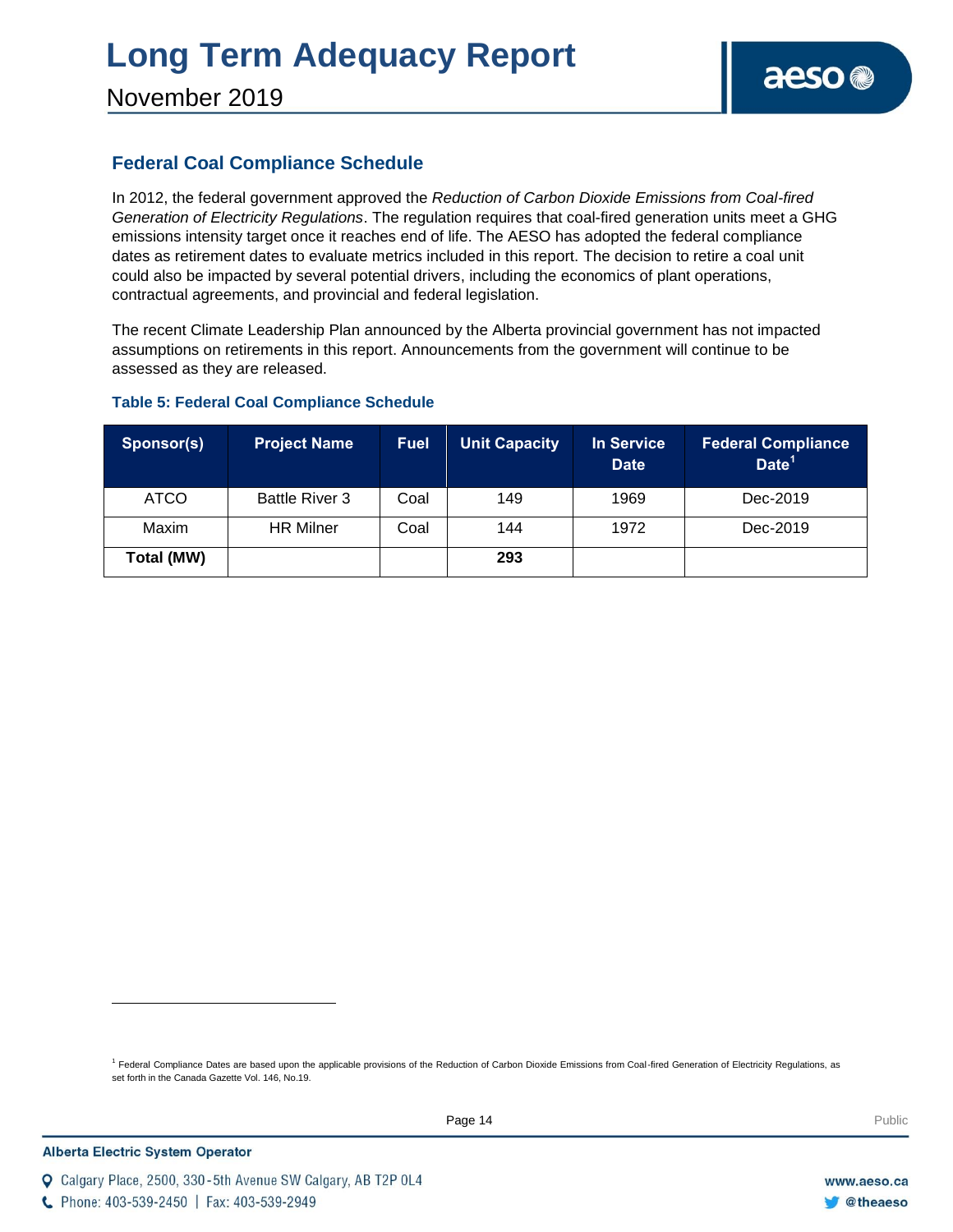## Federal Coal Compliance Schedule

In 2012, the federal government approved the *Reduction of Carbon Dioxide Emissions from Coal-fired Generation of Electricity Regulations*. The regulation requires that coal-fired generation units meet a GHG emissions intensity target once it reaches end of life. The AESO has adopted the federal compliance dates as retirement dates to evaluate metrics included in this report. The decision to retire a coal unit could also be impacted by several potential drivers, including the economics of plant operations, contractual agreements, and provincial and federal legislation.

The recent Climate Leadership Plan announced by the Alberta provincial government has not impacted assumptions on retirements in this report. Announcements from the government will continue to be assessed as they are released.

**Table 5: Federal Coal Compliance Schedule**

| Sponsor(s) | Project Name | Fuel | Unit Capacity | In Service Date | Federal Compliance Date[1] |
|---|---|---|---|---|---|
| ATCO | Battle River 3 | Coal | 149 | 1969 | Dec-2019 |
| Maxim | HR Milner | Coal | 144 | 1972 | Dec-2019 |
| **Total (MW)** | | | **293** | | |

[1] Federal Compliance Dates are based upon the applicable provisions of the Reduction of Carbon Dioxide Emissions from Coal-fired Generation of Electricity Regulations, as set forth in the Canada Gazette Vol. 146, No.19.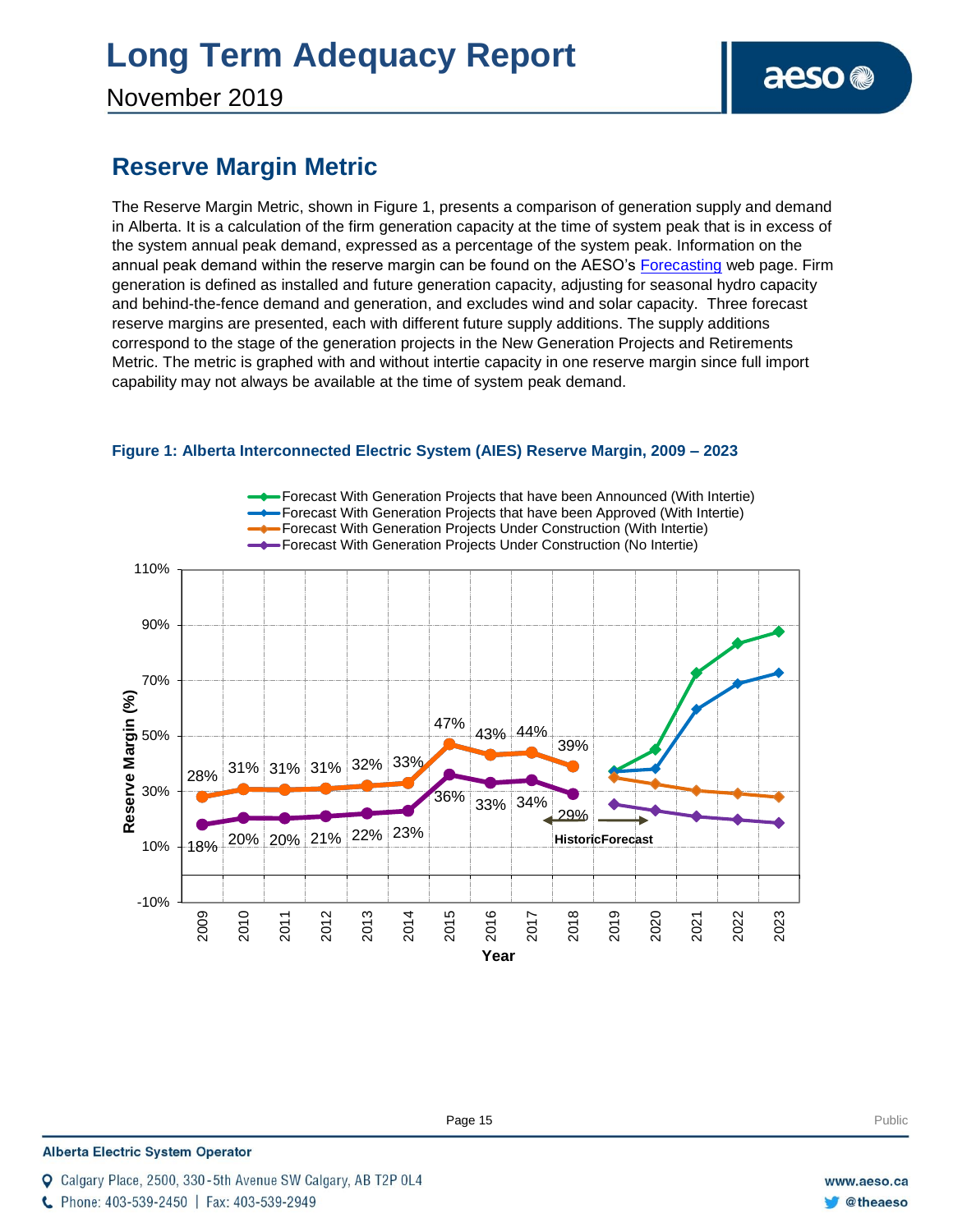## Reserve Margin Metric

The Reserve Margin Metric, shown in Figure 1, presents a comparison of generation supply and demand in Alberta. It is a calculation of the firm generation capacity at the time of system peak that is in excess of the system annual peak demand, expressed as a percentage of the system peak. Information on the annual peak demand within the reserve margin can be found on the AESO's Forecasting web page. Firm generation is defined as installed and future generation capacity, adjusting for seasonal hydro capacity and behind-the-fence demand and generation, and excludes wind and solar capacity. Three forecast reserve margins are presented, each with different future supply additions. The supply additions correspond to the stage of the generation projects in the New Generation Projects and Retirements Metric. The metric is graphed with and without intertie capacity in one reserve margin since full import capability may not always be available at the time of system peak demand.

**Figure 1: Alberta Interconnected Electric System (AIES) Reserve Margin, 2009 – 2023**

- Forecast With Generation Projects that have been Announced (With Intertie)
- Forecast With Generation Projects that have been Approved (With Intertie)
- Forecast With Generation Projects Under Construction (With Intertie)
- Forecast With Generation Projects Under Construction (No Intertie)

| Year | With Intertie (Historic) | No Intertie (Historic) |
|---|---|---|
| 2009 | 28% | 18% |
| 2010 | 31% | 20% |
| 2011 | 31% | 20% |
| 2012 | 31% | 21% |
| 2013 | 32% | 22% |
| 2014 | 33% | 23% |
| 2015 | 47% | 36% |
| 2016 | 43% | 33% |
| 2017 | 44% | 34% |
| 2018 | 39% | 29% |

Reserve Margin (%) — Year — Historic / Forecast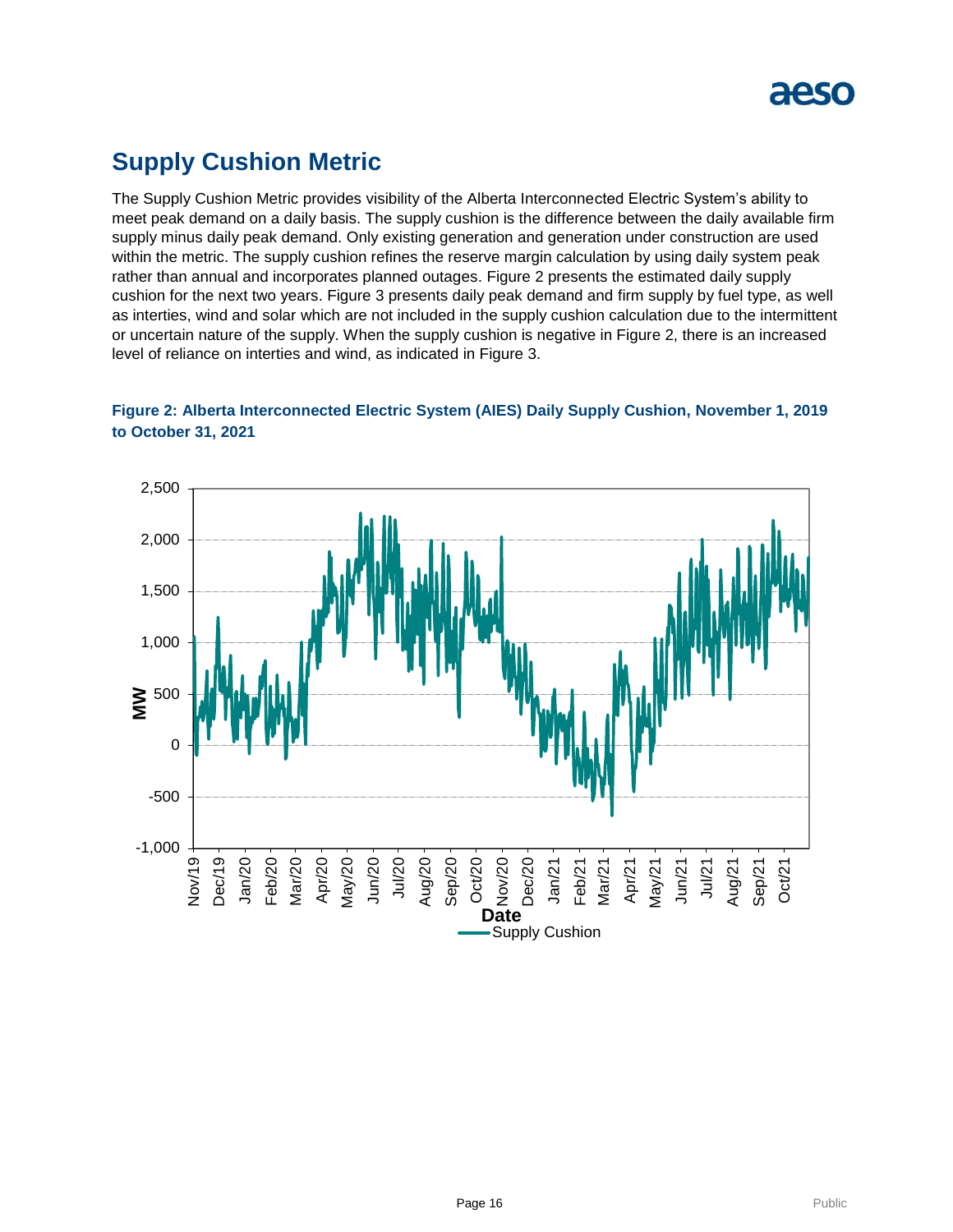## Supply Cushion Metric

The Supply Cushion Metric provides visibility of the Alberta Interconnected Electric System's ability to meet peak demand on a daily basis. The supply cushion is the difference between the daily available firm supply minus daily peak demand. Only existing generation and generation under construction are used within the metric. The supply cushion refines the reserve margin calculation by using daily system peak rather than annual and incorporates planned outages. Figure 2 presents the estimated daily supply cushion for the next two years. Figure 3 presents daily peak demand and firm supply by fuel type, as well as interties, wind and solar which are not included in the supply cushion calculation due to the intermittent or uncertain nature of the supply. When the supply cushion is negative in Figure 2, there is an increased level of reliance on interties and wind, as indicated in Figure 3.

**Figure 2: Alberta Interconnected Electric System (AIES) Daily Supply Cushion, November 1, 2019 to October 31, 2021**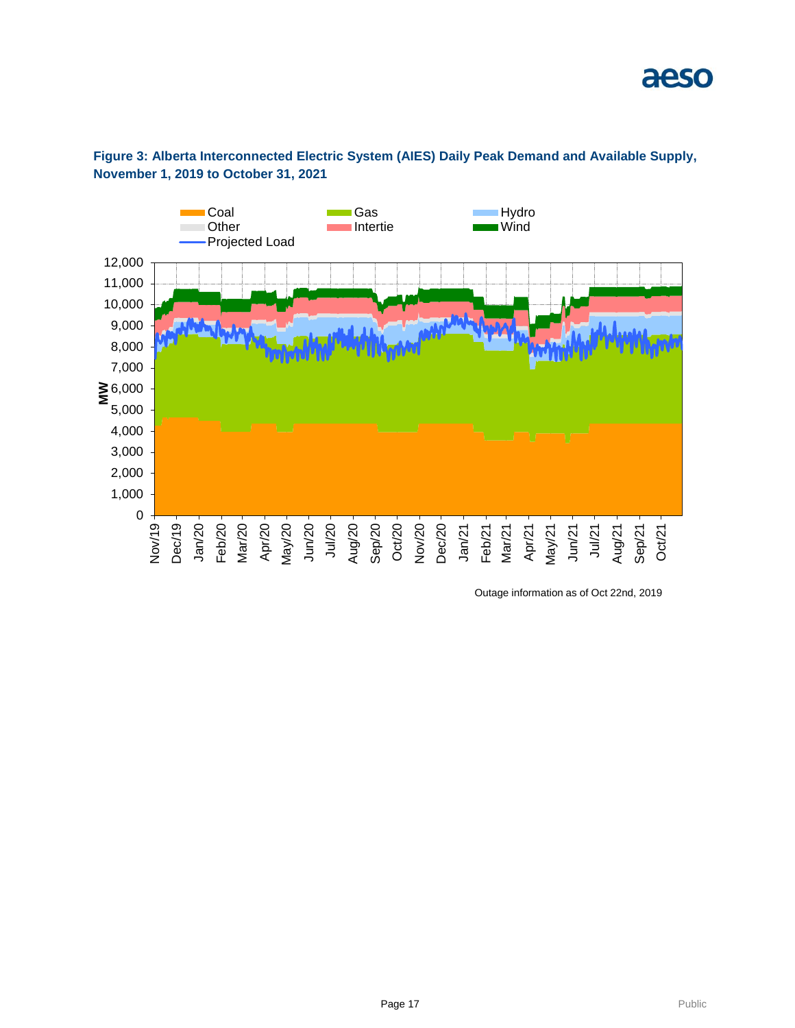**Figure 3: Alberta Interconnected Electric System (AIES) Daily Peak Demand and Available Supply, November 1, 2019 to October 31, 2021**

Outage information as of Oct 22nd, 2019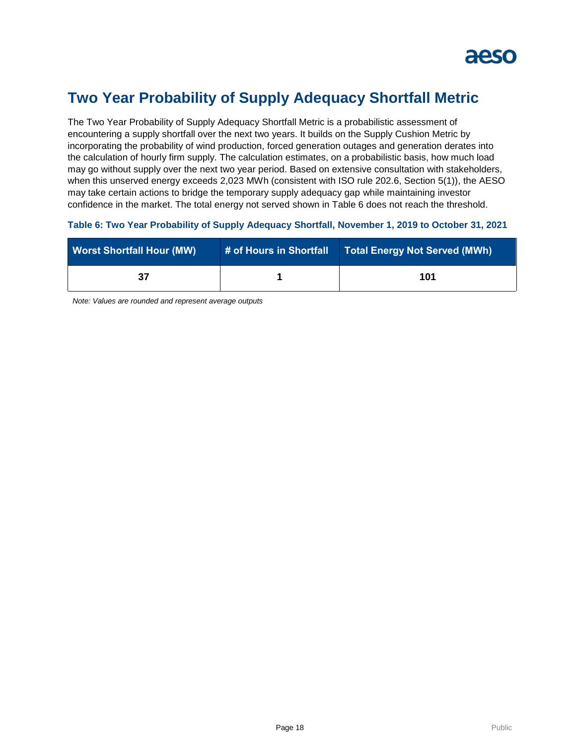# Two Year Probability of Supply Adequacy Shortfall Metric

The Two Year Probability of Supply Adequacy Shortfall Metric is a probabilistic assessment of encountering a supply shortfall over the next two years. It builds on the Supply Cushion Metric by incorporating the probability of wind production, forced generation outages and generation derates into the calculation of hourly firm supply. The calculation estimates, on a probabilistic basis, how much load may go without supply over the next two year period. Based on extensive consultation with stakeholders, when this unserved energy exceeds 2,023 MWh (consistent with ISO rule 202.6, Section 5(1)), the AESO may take certain actions to bridge the temporary supply adequacy gap while maintaining investor confidence in the market. The total energy not served shown in Table 6 does not reach the threshold.

**Table 6: Two Year Probability of Supply Adequacy Shortfall, November 1, 2019 to October 31, 2021**

| Worst Shortfall Hour (MW) | # of Hours in Shortfall | Total Energy Not Served (MWh) |
|---|---|---|
| 37 | 1 | 101 |

*Note: Values are rounded and represent average outputs*